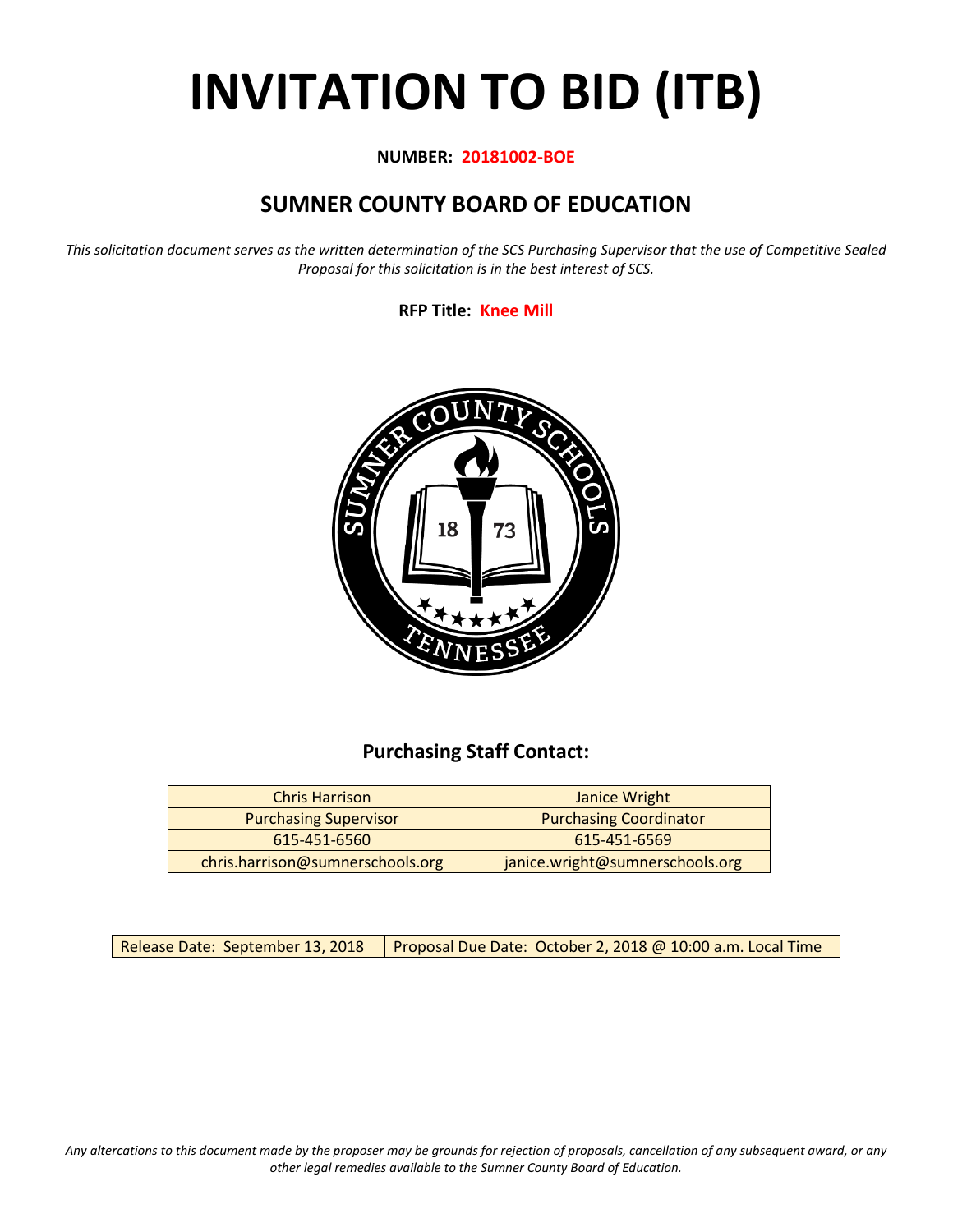# INVITATION TO BID (ITB)

**NUMBER: 20181002-BOE**

## SUMNER COUNTY BOARD OF EDUCATION

*This solicitation document serves as the written determination of the SCS Purchasing Supervisor that the use of Competitive Sealed Proposal for this solicitation is in the best interest of SCS.*

**RFP Title: Knee Mill**

### Purchasing Staff Contact:

| Chris Harrison | Janice Wright |
|---|---|
| Purchasing Supervisor | Purchasing Coordinator |
| 615-451-6560 | 615-451-6569 |
| chris.harrison@sumnerschools.org | janice.wright@sumnerschools.org |

| Release Date: September 13, 2018 | Proposal Due Date: October 2, 2018 @ 10:00 a.m. Local Time |
|---|---|

*Any altercations to this document made by the proposer may be grounds for rejection of proposals, cancellation of any subsequent award, or any other legal remedies available to the Sumner County Board of Education.*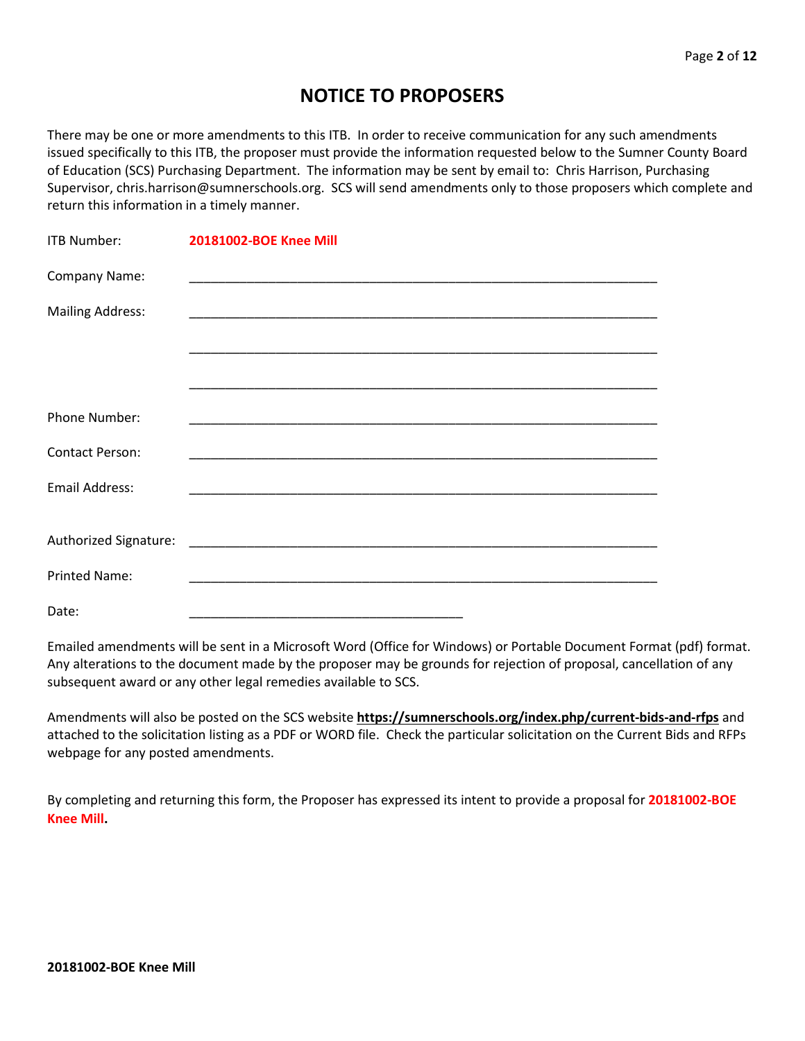# NOTICE TO PROPOSERS

There may be one or more amendments to this ITB. In order to receive communication for any such amendments issued specifically to this ITB, the proposer must provide the information requested below to the Sumner County Board of Education (SCS) Purchasing Department. The information may be sent by email to: Chris Harrison, Purchasing Supervisor, chris.harrison@sumnerschools.org. SCS will send amendments only to those proposers which complete and return this information in a timely manner.

ITB Number: **20181002-BOE Knee Mill**

Company Name: ___________________________________________________________________

Mailing Address: ___________________________________________________________________

___________________________________________________________________

___________________________________________________________________

Phone Number: ___________________________________________________________________

Contact Person: ___________________________________________________________________

Email Address: ___________________________________________________________________

Authorized Signature: ___________________________________________________________________

Printed Name: ___________________________________________________________________

Date: _______________________________________

Emailed amendments will be sent in a Microsoft Word (Office for Windows) or Portable Document Format (pdf) format. Any alterations to the document made by the proposer may be grounds for rejection of proposal, cancellation of any subsequent award or any other legal remedies available to SCS.

Amendments will also be posted on the SCS website **https://sumnerschools.org/index.php/current-bids-and-rfps** and attached to the solicitation listing as a PDF or WORD file. Check the particular solicitation on the Current Bids and RFPs webpage for any posted amendments.

By completing and returning this form, the Proposer has expressed its intent to provide a proposal for **20181002-BOE Knee Mill.**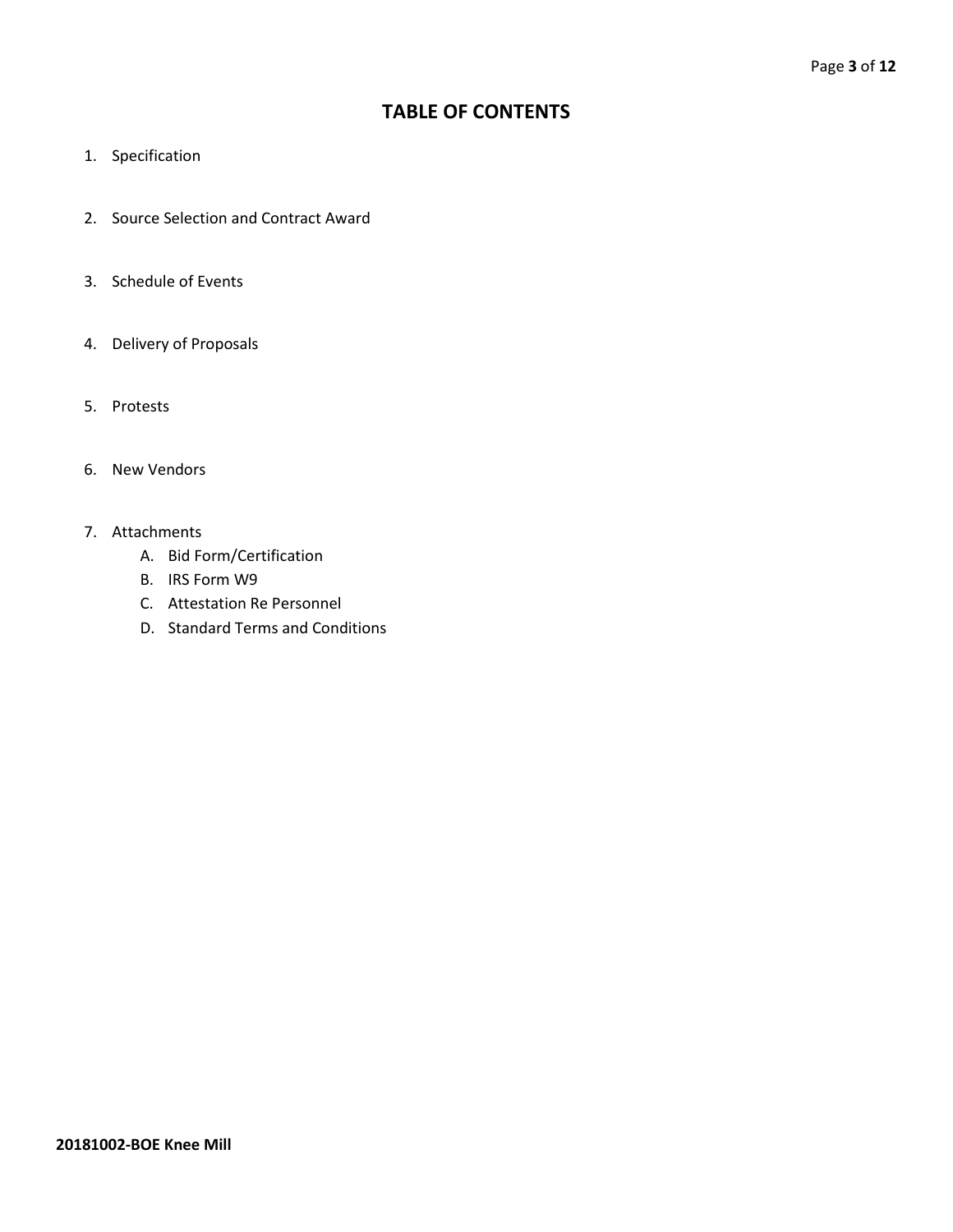# TABLE OF CONTENTS

1. Specification

2. Source Selection and Contract Award

3. Schedule of Events

4. Delivery of Proposals

5. Protests

6. New Vendors

7. Attachments
   A. Bid Form/Certification
   B. IRS Form W9
   C. Attestation Re Personnel
   D. Standard Terms and Conditions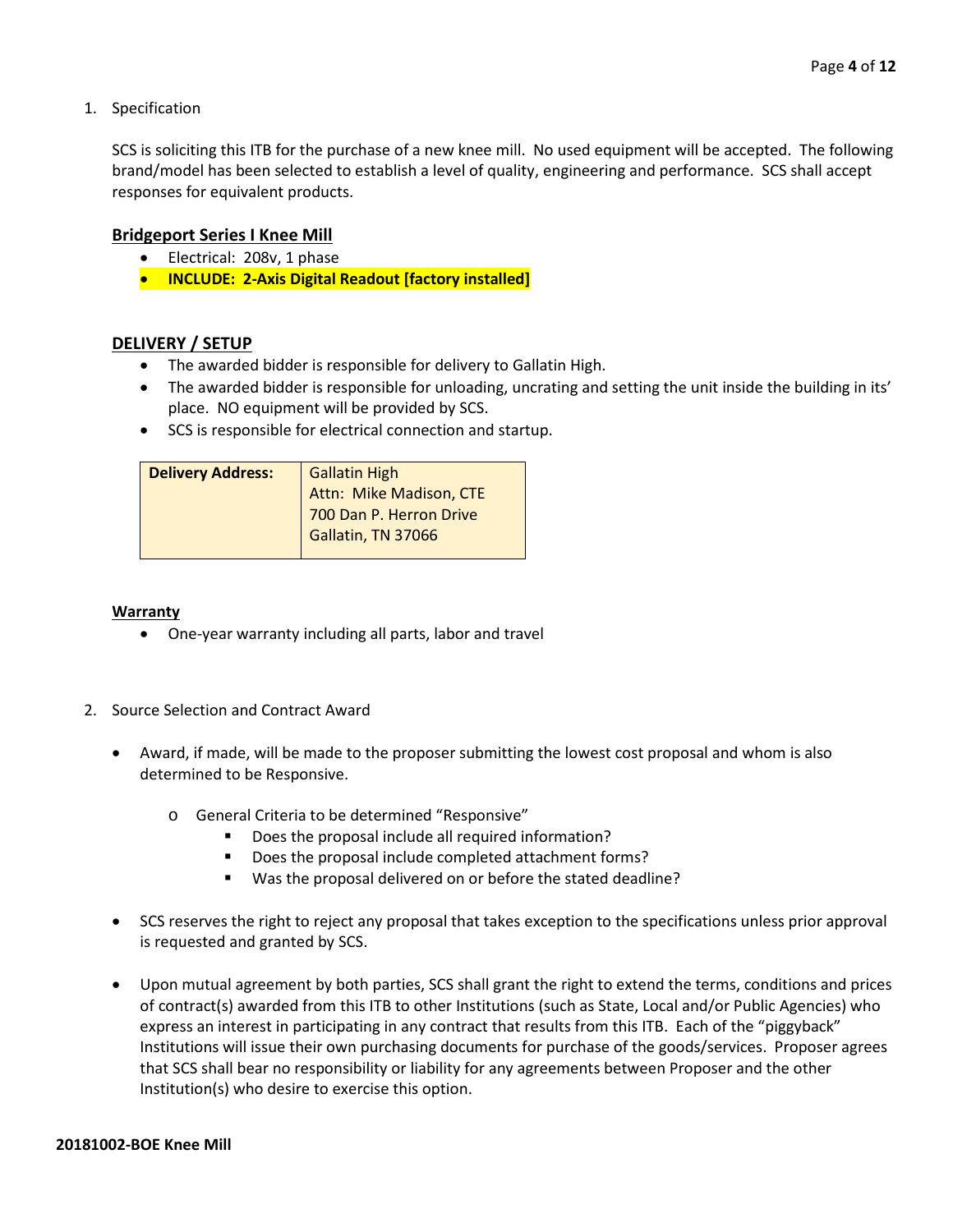1. Specification

   SCS is soliciting this ITB for the purchase of a new knee mill. No used equipment will be accepted. The following brand/model has been selected to establish a level of quality, engineering and performance. SCS shall accept responses for equivalent products.

   **Bridgeport Series I Knee Mill**

   - Electrical: 208v, 1 phase
   - **INCLUDE: 2-Axis Digital Readout [factory installed]**

   **DELIVERY / SETUP**

   - The awarded bidder is responsible for delivery to Gallatin High.
   - The awarded bidder is responsible for unloading, uncrating and setting the unit inside the building in its' place. NO equipment will be provided by SCS.
   - SCS is responsible for electrical connection and startup.

   | **Delivery Address:** | Gallatin High<br>Attn: Mike Madison, CTE<br>700 Dan P. Herron Drive<br>Gallatin, TN 37066 |
   |---|---|

   **Warranty**

   - One-year warranty including all parts, labor and travel

2. Source Selection and Contract Award

   - Award, if made, will be made to the proposer submitting the lowest cost proposal and whom is also determined to be Responsive.
     - General Criteria to be determined "Responsive"
       - Does the proposal include all required information?
       - Does the proposal include completed attachment forms?
       - Was the proposal delivered on or before the stated deadline?
   - SCS reserves the right to reject any proposal that takes exception to the specifications unless prior approval is requested and granted by SCS.
   - Upon mutual agreement by both parties, SCS shall grant the right to extend the terms, conditions and prices of contract(s) awarded from this ITB to other Institutions (such as State, Local and/or Public Agencies) who express an interest in participating in any contract that results from this ITB. Each of the "piggyback" Institutions will issue their own purchasing documents for purchase of the goods/services. Proposer agrees that SCS shall bear no responsibility or liability for any agreements between Proposer and the other Institution(s) who desire to exercise this option.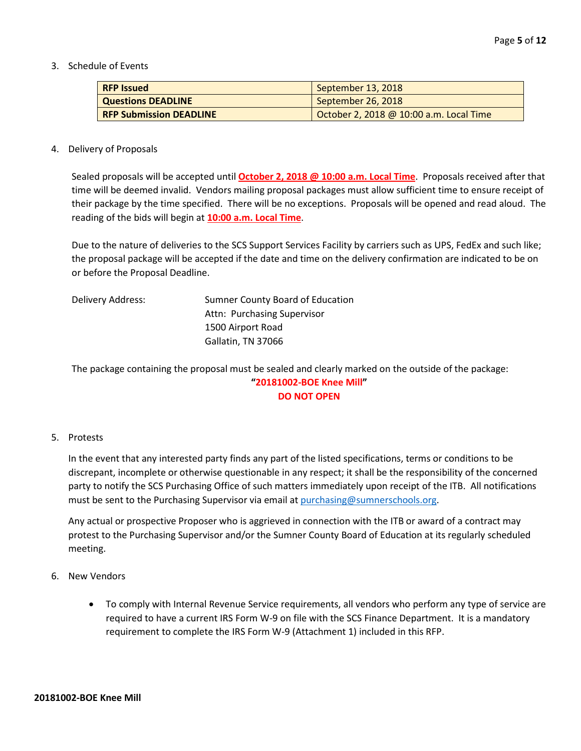3. Schedule of Events

| **RFP Issued** | September 13, 2018 |
|---|---|
| **Questions DEADLINE** | September 26, 2018 |
| **RFP Submission DEADLINE** | October 2, 2018 @ 10:00 a.m. Local Time |

4. Delivery of Proposals

Sealed proposals will be accepted until **October 2, 2018 @ 10:00 a.m. Local Time**. Proposals received after that time will be deemed invalid. Vendors mailing proposal packages must allow sufficient time to ensure receipt of their package by the time specified. There will be no exceptions. Proposals will be opened and read aloud. The reading of the bids will begin at **10:00 a.m. Local Time**.

Due to the nature of deliveries to the SCS Support Services Facility by carriers such as UPS, FedEx and such like; the proposal package will be accepted if the date and time on the delivery confirmation are indicated to be on or before the Proposal Deadline.

Delivery Address:
Sumner County Board of Education
Attn: Purchasing Supervisor
1500 Airport Road
Gallatin, TN 37066

The package containing the proposal must be sealed and clearly marked on the outside of the package:

**"20181002-BOE Knee Mill"**

**DO NOT OPEN**

5. Protests

In the event that any interested party finds any part of the listed specifications, terms or conditions to be discrepant, incomplete or otherwise questionable in any respect; it shall be the responsibility of the concerned party to notify the SCS Purchasing Office of such matters immediately upon receipt of the ITB. All notifications must be sent to the Purchasing Supervisor via email at purchasing@sumnerschools.org.

Any actual or prospective Proposer who is aggrieved in connection with the ITB or award of a contract may protest to the Purchasing Supervisor and/or the Sumner County Board of Education at its regularly scheduled meeting.

6. New Vendors

- To comply with Internal Revenue Service requirements, all vendors who perform any type of service are required to have a current IRS Form W-9 on file with the SCS Finance Department. It is a mandatory requirement to complete the IRS Form W-9 (Attachment 1) included in this RFP.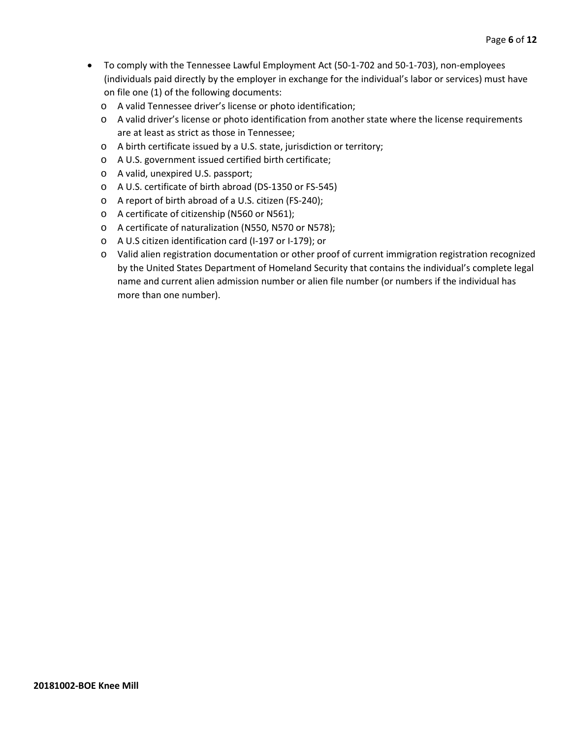- To comply with the Tennessee Lawful Employment Act (50-1-702 and 50-1-703), non-employees (individuals paid directly by the employer in exchange for the individual's labor or services) must have on file one (1) of the following documents:
  - A valid Tennessee driver's license or photo identification;
  - A valid driver's license or photo identification from another state where the license requirements are at least as strict as those in Tennessee;
  - A birth certificate issued by a U.S. state, jurisdiction or territory;
  - A U.S. government issued certified birth certificate;
  - A valid, unexpired U.S. passport;
  - A U.S. certificate of birth abroad (DS-1350 or FS-545)
  - A report of birth abroad of a U.S. citizen (FS-240);
  - A certificate of citizenship (N560 or N561);
  - A certificate of naturalization (N550, N570 or N578);
  - A U.S citizen identification card (I-197 or I-179); or
  - Valid alien registration documentation or other proof of current immigration registration recognized by the United States Department of Homeland Security that contains the individual's complete legal name and current alien admission number or alien file number (or numbers if the individual has more than one number).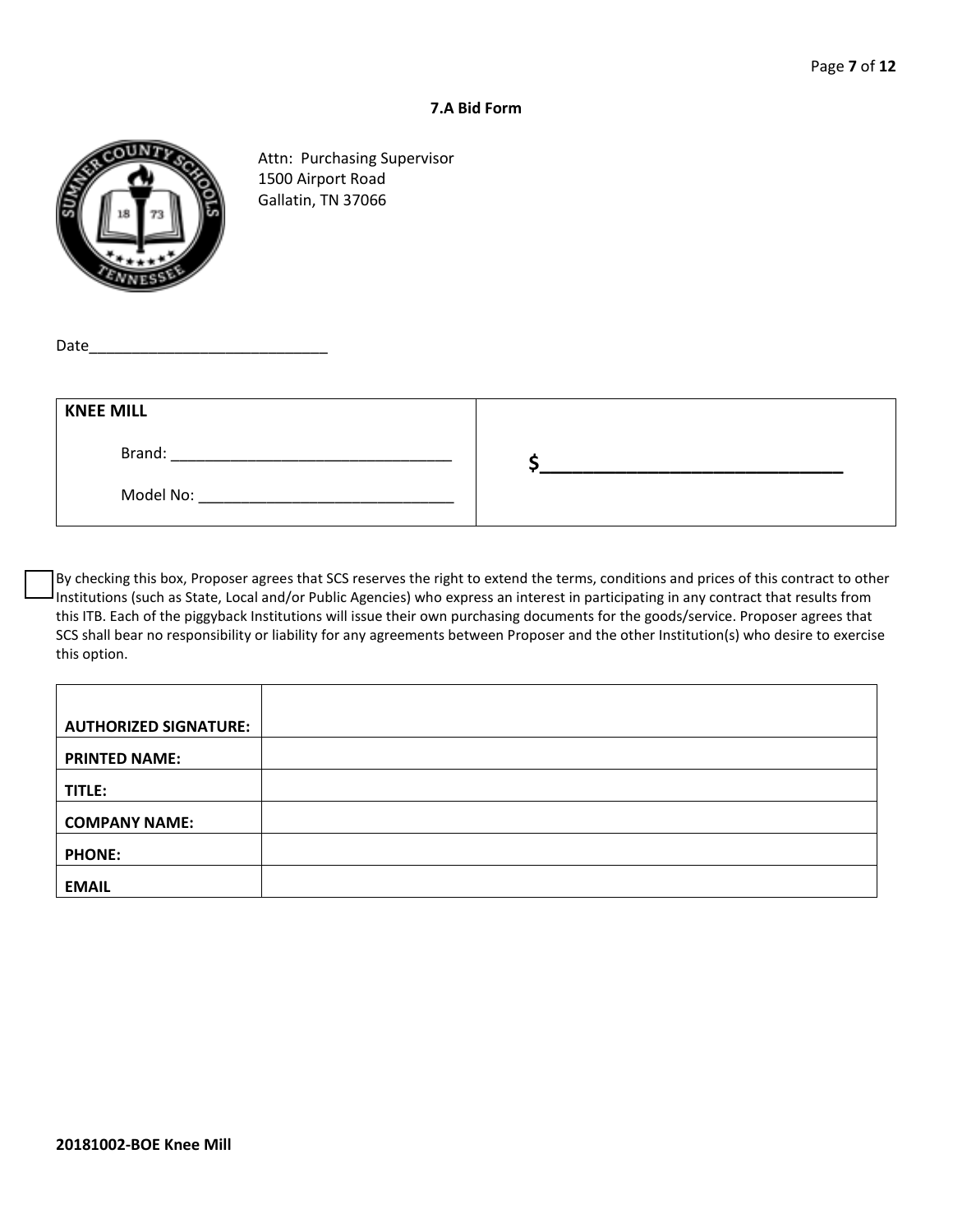**7.A Bid Form**

Attn: Purchasing Supervisor
1500 Airport Road
Gallatin, TN 37066

Date_____________________________

| **KNEE MILL** | |
|---|---|
| Brand: _________________________________<br><br>Model No: ______________________________ | **$______________________________** |

☐ By checking this box, Proposer agrees that SCS reserves the right to extend the terms, conditions and prices of this contract to other Institutions (such as State, Local and/or Public Agencies) who express an interest in participating in any contract that results from this ITB. Each of the piggyback Institutions will issue their own purchasing documents for the goods/service. Proposer agrees that SCS shall bear no responsibility or liability for any agreements between Proposer and the other Institution(s) who desire to exercise this option.

| | |
|---|---|
| **AUTHORIZED SIGNATURE:** | |
| **PRINTED NAME:** | |
| **TITLE:** | |
| **COMPANY NAME:** | |
| **PHONE:** | |
| **EMAIL** | |

**20181002-BOE Knee Mill**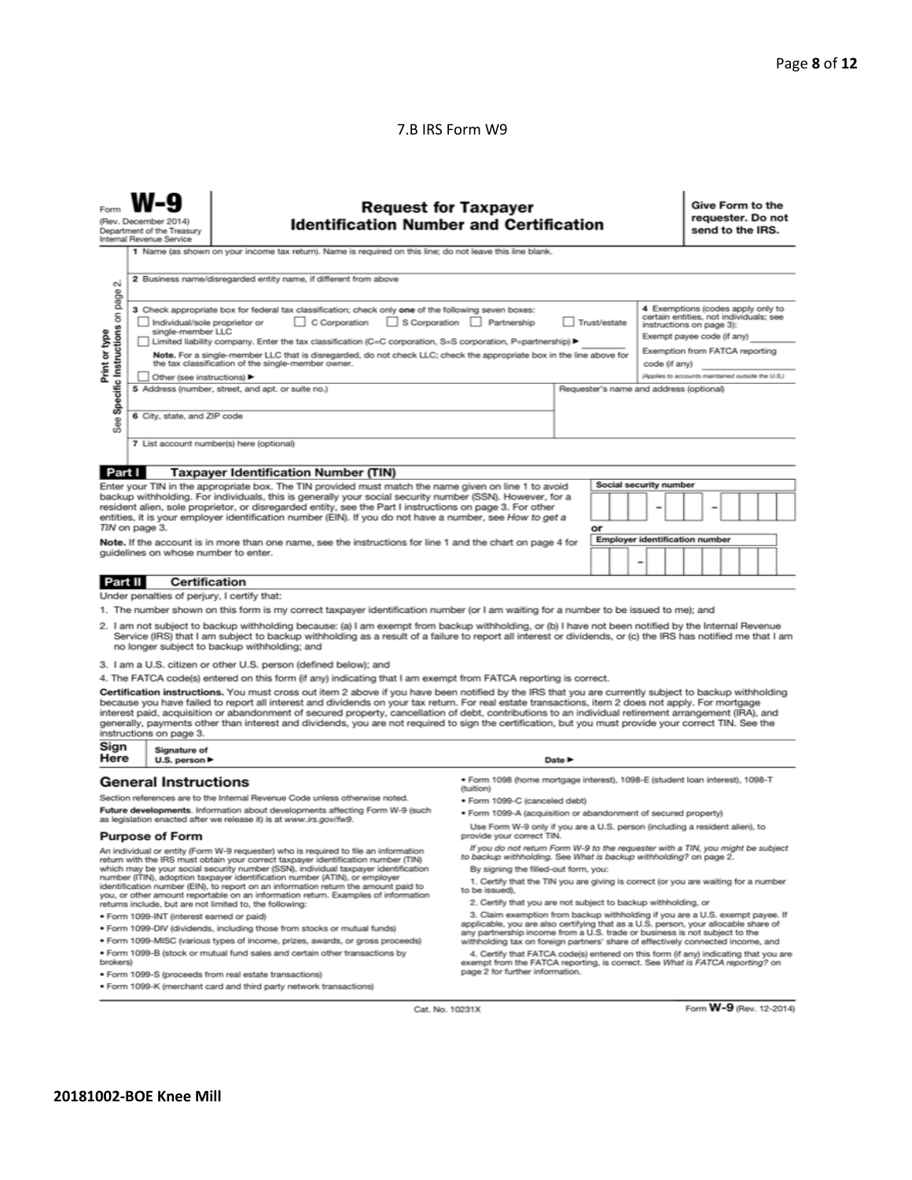7.B IRS Form W9

Form **W-9**
(Rev. December 2014)
Department of the Treasury
Internal Revenue Service

## Request for Taxpayer Identification Number and Certification

**Give Form to the requester. Do not send to the IRS.**

Print or type
See **Specific Instructions** on page 2.

1 Name (as shown on your income tax return). Name is required on this line; do not leave this line blank.

2 Business name/disregarded entity name, if different from above

3 Check appropriate box for federal tax classification; check only **one** of the following seven boxes:
☐ Individual/sole proprietor or single-member LLC ☐ C Corporation ☐ S Corporation ☐ Partnership ☐ Trust/estate
☐ Limited liability company. Enter the tax classification (C=C corporation, S=S corporation, P=partnership) ▶ ________
**Note.** For a single-member LLC that is disregarded, do not check LLC; check the appropriate box in the line above for the tax classification of the single-member owner.
☐ Other (see instructions) ▶

4 Exemptions (codes apply only to certain entities, not individuals; see instructions on page 3):
Exempt payee code (if any) ________
Exemption from FATCA reporting code (if any) ________
*(Applies to accounts maintained outside the U.S.)*

5 Address (number, street, and apt. or suite no.)

Requester's name and address (optional)

6 City, state, and ZIP code

7 List account number(s) here (optional)

### Part I Taxpayer Identification Number (TIN)

Enter your TIN in the appropriate box. The TIN provided must match the name given on line 1 to avoid backup withholding. For individuals, this is generally your social security number (SSN). However, for a resident alien, sole proprietor, or disregarded entity, see the Part I instructions on page 3. For other entities, it is your employer identification number (EIN). If you do not have a number, see *How to get a TIN* on page 3.

**Note.** If the account is in more than one name, see the instructions for line 1 and the chart on page 4 for guidelines on whose number to enter.

Social security number
[ ][ ][ ] – [ ][ ] – [ ][ ][ ][ ]

or

Employer identification number
[ ][ ] – [ ][ ][ ][ ][ ][ ][ ]

### Part II Certification

Under penalties of perjury, I certify that:

1. The number shown on this form is my correct taxpayer identification number (or I am waiting for a number to be issued to me); and
2. I am not subject to backup withholding because: (a) I am exempt from backup withholding, or (b) I have not been notified by the Internal Revenue Service (IRS) that I am subject to backup withholding as a result of a failure to report all interest or dividends, or (c) the IRS has notified me that I am no longer subject to backup withholding; and
3. I am a U.S. citizen or other U.S. person (defined below); and
4. The FATCA code(s) entered on this form (if any) indicating that I am exempt from FATCA reporting is correct.

**Certification instructions.** You must cross out item 2 above if you have been notified by the IRS that you are currently subject to backup withholding because you have failed to report all interest and dividends on your tax return. For real estate transactions, item 2 does not apply. For mortgage interest paid, acquisition or abandonment of secured property, cancellation of debt, contributions to an individual retirement arrangement (IRA), and generally, payments other than interest and dividends, you are not required to sign the certification, but you must provide your correct TIN. See the instructions on page 3.

**Sign Here** Signature of U.S. person ▶ Date ▶

## General Instructions

Section references are to the Internal Revenue Code unless otherwise noted.

**Future developments.** Information about developments affecting Form W-9 (such as legislation enacted after we release it) is at *www.irs.gov/fw9*.

### Purpose of Form

An individual or entity (Form W-9 requester) who is required to file an information return with the IRS must obtain your correct taxpayer identification number (TIN) which may be your social security number (SSN), individual taxpayer identification number (ITIN), adoption taxpayer identification number (ATIN), or employer identification number (EIN), to report on an information return the amount paid to you, or other amount reportable on an information return. Examples of information returns include, but are not limited to, the following:

- Form 1099-INT (interest earned or paid)
- Form 1099-DIV (dividends, including those from stocks or mutual funds)
- Form 1099-MISC (various types of income, prizes, awards, or gross proceeds)
- Form 1099-B (stock or mutual fund sales and certain other transactions by brokers)
- Form 1099-S (proceeds from real estate transactions)
- Form 1099-K (merchant card and third party network transactions)
- Form 1098 (home mortgage interest), 1098-E (student loan interest), 1098-T (tuition)
- Form 1099-C (canceled debt)
- Form 1099-A (acquisition or abandonment of secured property)

Use Form W-9 only if you are a U.S. person (including a resident alien), to provide your correct TIN.

*If you do not return Form W-9 to the requester with a TIN, you might be subject to backup withholding. See What is backup withholding? on page 2.*

By signing the filled-out form, you:

1. Certify that the TIN you are giving is correct (or you are waiting for a number to be issued),
2. Certify that you are not subject to backup withholding, or
3. Claim exemption from backup withholding if you are a U.S. exempt payee. If applicable, you are also certifying that as a U.S. person, your allocable share of any partnership income from a U.S. trade or business is not subject to the withholding tax on foreign partners' share of effectively connected income, and
4. Certify that FATCA code(s) entered on this form (if any) indicating that you are exempt from the FATCA reporting, is correct. See *What is FATCA reporting?* on page 2 for further information.

Cat. No. 10231X Form **W-9** (Rev. 12-2014)

**20181002-BOE Knee Mill**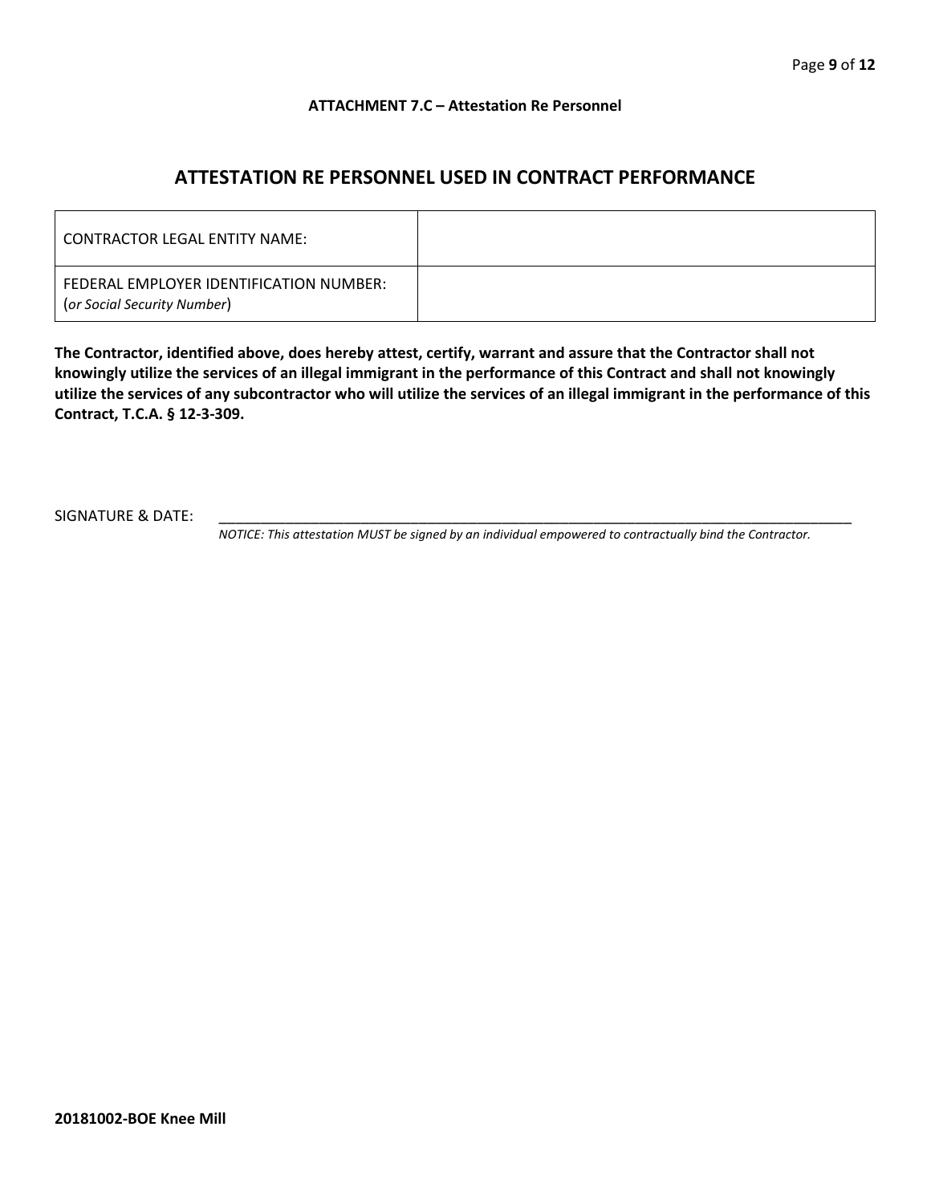**ATTACHMENT 7.C – Attestation Re Personnel**

## ATTESTATION RE PERSONNEL USED IN CONTRACT PERFORMANCE

| CONTRACTOR LEGAL ENTITY NAME: | |
|---|---|
| FEDERAL EMPLOYER IDENTIFICATION NUMBER: (*or Social Security Number*) | |

**The Contractor, identified above, does hereby attest, certify, warrant and assure that the Contractor shall not knowingly utilize the services of an illegal immigrant in the performance of this Contract and shall not knowingly utilize the services of any subcontractor who will utilize the services of an illegal immigrant in the performance of this Contract, T.C.A. § 12-3-309.**

SIGNATURE & DATE: ___________________________________________________________________________________

*NOTICE: This attestation MUST be signed by an individual empowered to contractually bind the Contractor.*

**20181002-BOE Knee Mill**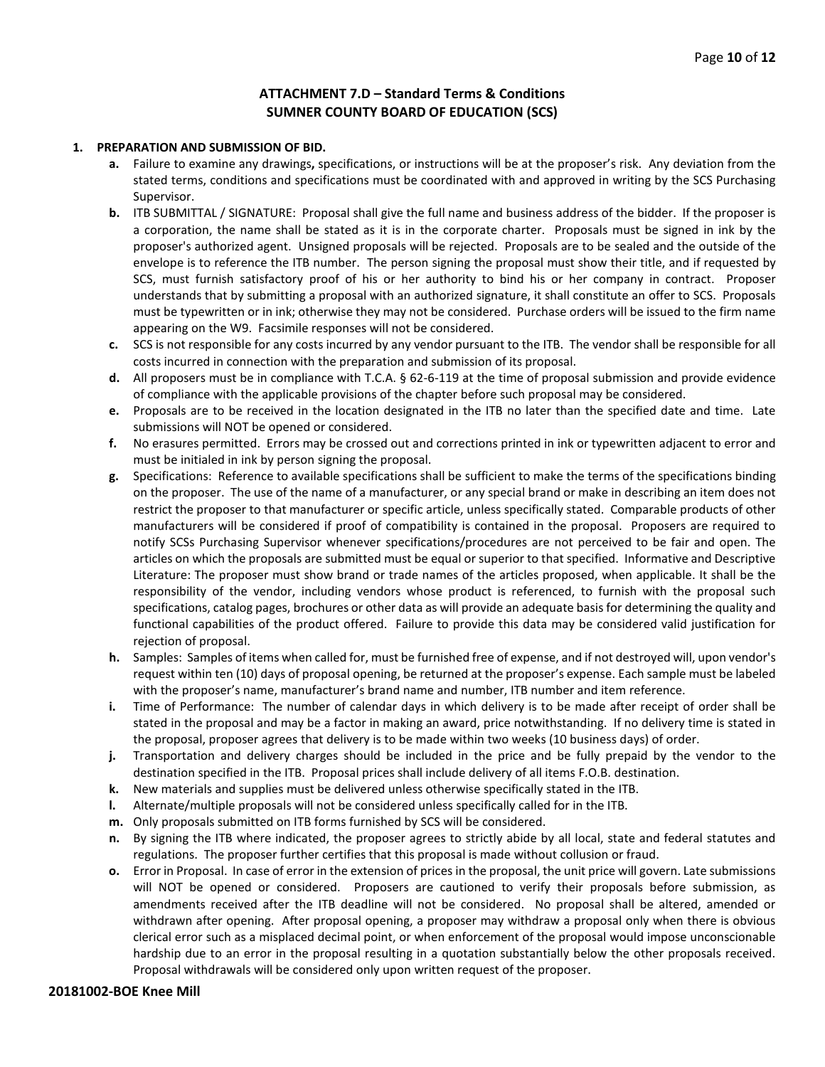## ATTACHMENT 7.D – Standard Terms & Conditions
## SUMNER COUNTY BOARD OF EDUCATION (SCS)

**1. PREPARATION AND SUBMISSION OF BID.**

- **a.** Failure to examine any drawings**,** specifications, or instructions will be at the proposer's risk. Any deviation from the stated terms, conditions and specifications must be coordinated with and approved in writing by the SCS Purchasing Supervisor.
- **b.** ITB SUBMITTAL / SIGNATURE: Proposal shall give the full name and business address of the bidder. If the proposer is a corporation, the name shall be stated as it is in the corporate charter. Proposals must be signed in ink by the proposer's authorized agent. Unsigned proposals will be rejected. Proposals are to be sealed and the outside of the envelope is to reference the ITB number. The person signing the proposal must show their title, and if requested by SCS, must furnish satisfactory proof of his or her authority to bind his or her company in contract. Proposer understands that by submitting a proposal with an authorized signature, it shall constitute an offer to SCS. Proposals must be typewritten or in ink; otherwise they may not be considered. Purchase orders will be issued to the firm name appearing on the W9. Facsimile responses will not be considered.
- **c.** SCS is not responsible for any costs incurred by any vendor pursuant to the ITB. The vendor shall be responsible for all costs incurred in connection with the preparation and submission of its proposal.
- **d.** All proposers must be in compliance with T.C.A. § 62-6-119 at the time of proposal submission and provide evidence of compliance with the applicable provisions of the chapter before such proposal may be considered.
- **e.** Proposals are to be received in the location designated in the ITB no later than the specified date and time. Late submissions will NOT be opened or considered.
- **f.** No erasures permitted. Errors may be crossed out and corrections printed in ink or typewritten adjacent to error and must be initialed in ink by person signing the proposal.
- **g.** Specifications: Reference to available specifications shall be sufficient to make the terms of the specifications binding on the proposer. The use of the name of a manufacturer, or any special brand or make in describing an item does not restrict the proposer to that manufacturer or specific article, unless specifically stated. Comparable products of other manufacturers will be considered if proof of compatibility is contained in the proposal. Proposers are required to notify SCSs Purchasing Supervisor whenever specifications/procedures are not perceived to be fair and open. The articles on which the proposals are submitted must be equal or superior to that specified. Informative and Descriptive Literature: The proposer must show brand or trade names of the articles proposed, when applicable. It shall be the responsibility of the vendor, including vendors whose product is referenced, to furnish with the proposal such specifications, catalog pages, brochures or other data as will provide an adequate basis for determining the quality and functional capabilities of the product offered. Failure to provide this data may be considered valid justification for rejection of proposal.
- **h.** Samples: Samples of items when called for, must be furnished free of expense, and if not destroyed will, upon vendor's request within ten (10) days of proposal opening, be returned at the proposer's expense. Each sample must be labeled with the proposer's name, manufacturer's brand name and number, ITB number and item reference.
- **i.** Time of Performance: The number of calendar days in which delivery is to be made after receipt of order shall be stated in the proposal and may be a factor in making an award, price notwithstanding. If no delivery time is stated in the proposal, proposer agrees that delivery is to be made within two weeks (10 business days) of order.
- **j.** Transportation and delivery charges should be included in the price and be fully prepaid by the vendor to the destination specified in the ITB. Proposal prices shall include delivery of all items F.O.B. destination.
- **k.** New materials and supplies must be delivered unless otherwise specifically stated in the ITB.
- **l.** Alternate/multiple proposals will not be considered unless specifically called for in the ITB.
- **m.** Only proposals submitted on ITB forms furnished by SCS will be considered.
- **n.** By signing the ITB where indicated, the proposer agrees to strictly abide by all local, state and federal statutes and regulations. The proposer further certifies that this proposal is made without collusion or fraud.
- **o.** Error in Proposal. In case of error in the extension of prices in the proposal, the unit price will govern. Late submissions will NOT be opened or considered. Proposers are cautioned to verify their proposals before submission, as amendments received after the ITB deadline will not be considered. No proposal shall be altered, amended or withdrawn after opening. After proposal opening, a proposer may withdraw a proposal only when there is obvious clerical error such as a misplaced decimal point, or when enforcement of the proposal would impose unconscionable hardship due to an error in the proposal resulting in a quotation substantially below the other proposals received. Proposal withdrawals will be considered only upon written request of the proposer.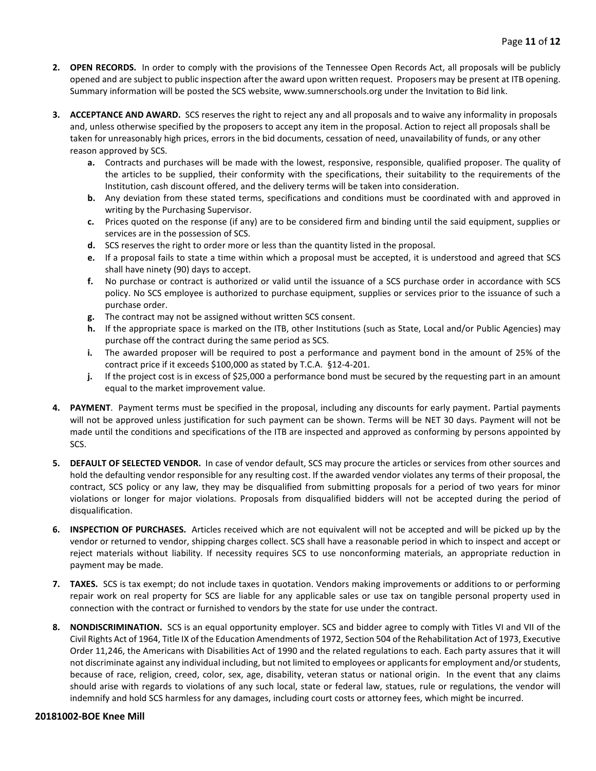2. **OPEN RECORDS.** In order to comply with the provisions of the Tennessee Open Records Act, all proposals will be publicly opened and are subject to public inspection after the award upon written request. Proposers may be present at ITB opening. Summary information will be posted the SCS website, www.sumnerschools.org under the Invitation to Bid link.

3. **ACCEPTANCE AND AWARD.** SCS reserves the right to reject any and all proposals and to waive any informality in proposals and, unless otherwise specified by the proposers to accept any item in the proposal. Action to reject all proposals shall be taken for unreasonably high prices, errors in the bid documents, cessation of need, unavailability of funds, or any other reason approved by SCS.
   - **a.** Contracts and purchases will be made with the lowest, responsive, responsible, qualified proposer. The quality of the articles to be supplied, their conformity with the specifications, their suitability to the requirements of the Institution, cash discount offered, and the delivery terms will be taken into consideration.
   - **b.** Any deviation from these stated terms, specifications and conditions must be coordinated with and approved in writing by the Purchasing Supervisor.
   - **c.** Prices quoted on the response (if any) are to be considered firm and binding until the said equipment, supplies or services are in the possession of SCS.
   - **d.** SCS reserves the right to order more or less than the quantity listed in the proposal.
   - **e.** If a proposal fails to state a time within which a proposal must be accepted, it is understood and agreed that SCS shall have ninety (90) days to accept.
   - **f.** No purchase or contract is authorized or valid until the issuance of a SCS purchase order in accordance with SCS policy. No SCS employee is authorized to purchase equipment, supplies or services prior to the issuance of such a purchase order.
   - **g.** The contract may not be assigned without written SCS consent.
   - **h.** If the appropriate space is marked on the ITB, other Institutions (such as State, Local and/or Public Agencies) may purchase off the contract during the same period as SCS.
   - **i.** The awarded proposer will be required to post a performance and payment bond in the amount of 25% of the contract price if it exceeds $100,000 as stated by T.C.A. §12-4-201.
   - **j.** If the project cost is in excess of $25,000 a performance bond must be secured by the requesting part in an amount equal to the market improvement value.

4. **PAYMENT**. Payment terms must be specified in the proposal, including any discounts for early payment. Partial payments will not be approved unless justification for such payment can be shown. Terms will be NET 30 days. Payment will not be made until the conditions and specifications of the ITB are inspected and approved as conforming by persons appointed by SCS.

5. **DEFAULT OF SELECTED VENDOR.** In case of vendor default, SCS may procure the articles or services from other sources and hold the defaulting vendor responsible for any resulting cost. If the awarded vendor violates any terms of their proposal, the contract, SCS policy or any law, they may be disqualified from submitting proposals for a period of two years for minor violations or longer for major violations. Proposals from disqualified bidders will not be accepted during the period of disqualification.

6. **INSPECTION OF PURCHASES.** Articles received which are not equivalent will not be accepted and will be picked up by the vendor or returned to vendor, shipping charges collect. SCS shall have a reasonable period in which to inspect and accept or reject materials without liability. If necessity requires SCS to use nonconforming materials, an appropriate reduction in payment may be made.

7. **TAXES.** SCS is tax exempt; do not include taxes in quotation. Vendors making improvements or additions to or performing repair work on real property for SCS are liable for any applicable sales or use tax on tangible personal property used in connection with the contract or furnished to vendors by the state for use under the contract.

8. **NONDISCRIMINATION.** SCS is an equal opportunity employer. SCS and bidder agree to comply with Titles VI and VII of the Civil Rights Act of 1964, Title IX of the Education Amendments of 1972, Section 504 of the Rehabilitation Act of 1973, Executive Order 11,246, the Americans with Disabilities Act of 1990 and the related regulations to each. Each party assures that it will not discriminate against any individual including, but not limited to employees or applicants for employment and/or students, because of race, religion, creed, color, sex, age, disability, veteran status or national origin. In the event that any claims should arise with regards to violations of any such local, state or federal law, statues, rule or regulations, the vendor will indemnify and hold SCS harmless for any damages, including court costs or attorney fees, which might be incurred.

**20181002-BOE Knee Mill**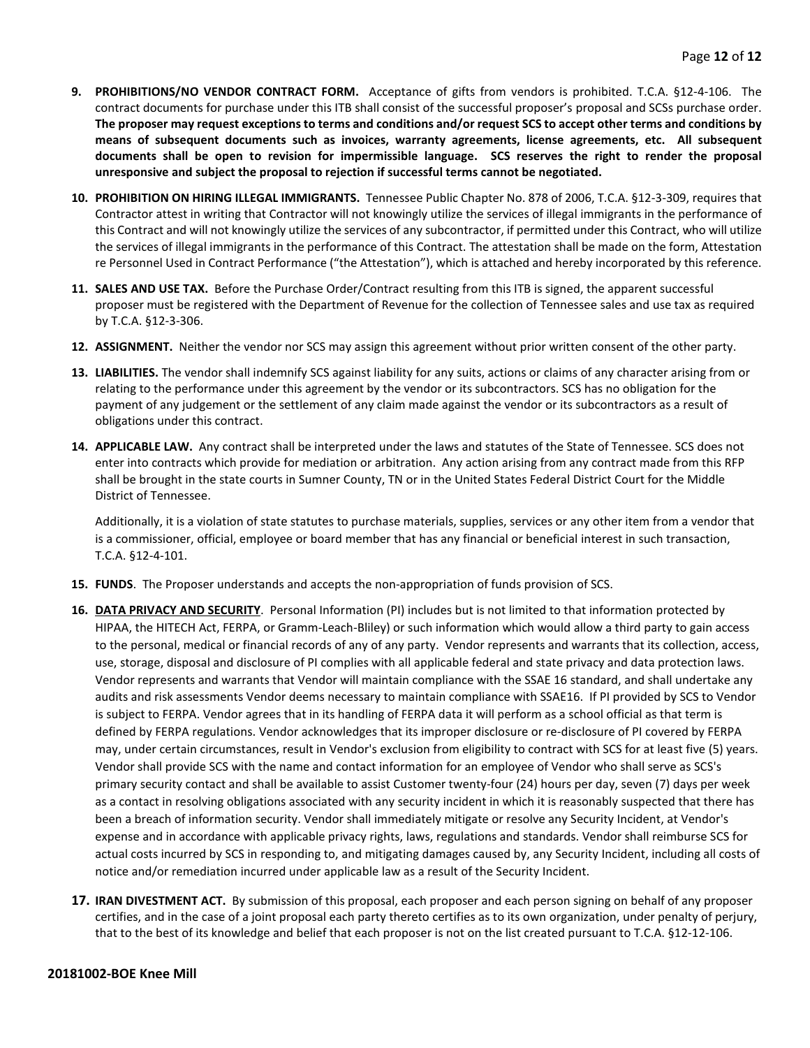9. **PROHIBITIONS/NO VENDOR CONTRACT FORM.** Acceptance of gifts from vendors is prohibited. T.C.A. §12-4-106. The contract documents for purchase under this ITB shall consist of the successful proposer's proposal and SCSs purchase order. **The proposer may request exceptions to terms and conditions and/or request SCS to accept other terms and conditions by means of subsequent documents such as invoices, warranty agreements, license agreements, etc. All subsequent documents shall be open to revision for impermissible language. SCS reserves the right to render the proposal unresponsive and subject the proposal to rejection if successful terms cannot be negotiated.**

10. **PROHIBITION ON HIRING ILLEGAL IMMIGRANTS.** Tennessee Public Chapter No. 878 of 2006, T.C.A. §12-3-309, requires that Contractor attest in writing that Contractor will not knowingly utilize the services of illegal immigrants in the performance of this Contract and will not knowingly utilize the services of any subcontractor, if permitted under this Contract, who will utilize the services of illegal immigrants in the performance of this Contract. The attestation shall be made on the form, Attestation re Personnel Used in Contract Performance ("the Attestation"), which is attached and hereby incorporated by this reference.

11. **SALES AND USE TAX.** Before the Purchase Order/Contract resulting from this ITB is signed, the apparent successful proposer must be registered with the Department of Revenue for the collection of Tennessee sales and use tax as required by T.C.A. §12-3-306.

12. **ASSIGNMENT.** Neither the vendor nor SCS may assign this agreement without prior written consent of the other party.

13. **LIABILITIES.** The vendor shall indemnify SCS against liability for any suits, actions or claims of any character arising from or relating to the performance under this agreement by the vendor or its subcontractors. SCS has no obligation for the payment of any judgement or the settlement of any claim made against the vendor or its subcontractors as a result of obligations under this contract.

14. **APPLICABLE LAW.** Any contract shall be interpreted under the laws and statutes of the State of Tennessee. SCS does not enter into contracts which provide for mediation or arbitration. Any action arising from any contract made from this RFP shall be brought in the state courts in Sumner County, TN or in the United States Federal District Court for the Middle District of Tennessee.

    Additionally, it is a violation of state statutes to purchase materials, supplies, services or any other item from a vendor that is a commissioner, official, employee or board member that has any financial or beneficial interest in such transaction, T.C.A. §12-4-101.

15. **FUNDS**. The Proposer understands and accepts the non-appropriation of funds provision of SCS.

16. **DATA PRIVACY AND SECURITY**. Personal Information (PI) includes but is not limited to that information protected by HIPAA, the HITECH Act, FERPA, or Gramm-Leach-Bliley) or such information which would allow a third party to gain access to the personal, medical or financial records of any of any party. Vendor represents and warrants that its collection, access, use, storage, disposal and disclosure of PI complies with all applicable federal and state privacy and data protection laws. Vendor represents and warrants that Vendor will maintain compliance with the SSAE 16 standard, and shall undertake any audits and risk assessments Vendor deems necessary to maintain compliance with SSAE16. If PI provided by SCS to Vendor is subject to FERPA. Vendor agrees that in its handling of FERPA data it will perform as a school official as that term is defined by FERPA regulations. Vendor acknowledges that its improper disclosure or re-disclosure of PI covered by FERPA may, under certain circumstances, result in Vendor's exclusion from eligibility to contract with SCS for at least five (5) years. Vendor shall provide SCS with the name and contact information for an employee of Vendor who shall serve as SCS's primary security contact and shall be available to assist Customer twenty-four (24) hours per day, seven (7) days per week as a contact in resolving obligations associated with any security incident in which it is reasonably suspected that there has been a breach of information security. Vendor shall immediately mitigate or resolve any Security Incident, at Vendor's expense and in accordance with applicable privacy rights, laws, regulations and standards. Vendor shall reimburse SCS for actual costs incurred by SCS in responding to, and mitigating damages caused by, any Security Incident, including all costs of notice and/or remediation incurred under applicable law as a result of the Security Incident.

17. **IRAN DIVESTMENT ACT.** By submission of this proposal, each proposer and each person signing on behalf of any proposer certifies, and in the case of a joint proposal each party thereto certifies as to its own organization, under penalty of perjury, that to the best of its knowledge and belief that each proposer is not on the list created pursuant to T.C.A. §12-12-106.

**20181002-BOE Knee Mill**